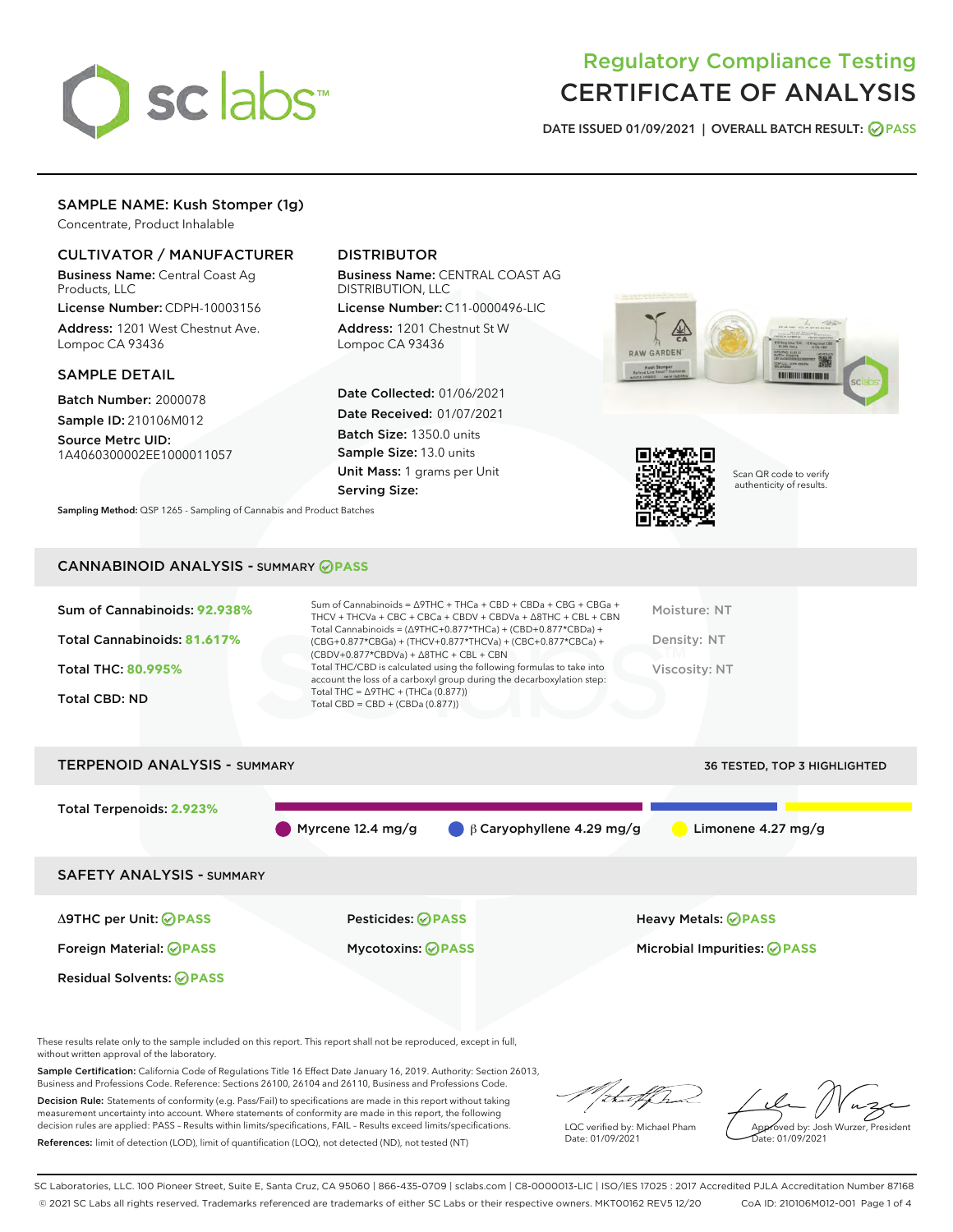# Regulatory Compliance Testing
# CERTIFICATE OF ANALYSIS

DATE ISSUED 01/09/2021 | OVERALL BATCH RESULT: PASS

## SAMPLE NAME: Kush Stomper (1g)

Concentrate, Product Inhalable

### CULTIVATOR / MANUFACTURER

**Business Name:** Central Coast Ag Products, LLC

**License Number:** CDPH-10003156

**Address:** 1201 West Chestnut Ave. Lompoc CA 93436

### DISTRIBUTOR

**Business Name:** CENTRAL COAST AG DISTRIBUTION, LLC

**License Number:** C11-0000496-LIC

**Address:** 1201 Chestnut St W Lompoc CA 93436

### SAMPLE DETAIL

**Batch Number:** 2000078

**Sample ID:** 210106M012

**Source Metrc UID:** 1A4060300002EE1000011057

**Date Collected:** 01/06/2021

**Date Received:** 01/07/2021

**Batch Size:** 1350.0 units

**Sample Size:** 13.0 units

**Unit Mass:** 1 grams per Unit

**Serving Size:**

Scan QR code to verify authenticity of results.

**Sampling Method:** QSP 1265 - Sampling of Cannabis and Product Batches

## CANNABINOID ANALYSIS - SUMMARY PASS

Sum of Cannabinoids: **92.938%**

Total Cannabinoids: **81.617%**

Total THC: **80.995%**

Total CBD: ND

Sum of Cannabinoids = Δ9THC + THCa + CBD + CBDa + CBG + CBGa + THCV + THCVa + CBC + CBCa + CBDV + CBDVa + Δ8THC + CBL + CBN

Total Cannabinoids = (Δ9THC+0.877*THCa) + (CBD+0.877*CBDa) + (CBG+0.877*CBGa) + (THCV+0.877*THCVa) + (CBC+0.877*CBCa) + (CBDV+0.877*CBDVa) + Δ8THC + CBL + CBN

Total THC/CBD is calculated using the following formulas to take into account the loss of a carboxyl group during the decarboxylation step:

Total THC = Δ9THC + (THCa (0.877))

Total CBD = CBD + (CBDa (0.877))

Moisture: NT

Density: NT

Viscosity: NT

## TERPENOID ANALYSIS - SUMMARY

36 TESTED, TOP 3 HIGHLIGHTED

Total Terpenoids: **2.923%**

Myrcene 12.4 mg/g | β Caryophyllene 4.29 mg/g | Limonene 4.27 mg/g

## SAFETY ANALYSIS - SUMMARY

| | | |
|---|---|---|
| Δ9THC per Unit: PASS | Pesticides: PASS | Heavy Metals: PASS |
| Foreign Material: PASS | Mycotoxins: PASS | Microbial Impurities: PASS |
| Residual Solvents: PASS | | |

These results relate only to the sample included on this report. This report shall not be reproduced, except in full, without written approval of the laboratory.

**Sample Certification:** California Code of Regulations Title 16 Effect Date January 16, 2019. Authority: Section 26013, Business and Professions Code. Reference: Sections 26100, 26104 and 26110, Business and Professions Code.

**Decision Rule:** Statements of conformity (e.g. Pass/Fail) to specifications are made in this report without taking measurement uncertainty into account. Where statements of conformity are made in this report, the following decision rules are applied: PASS – Results within limits/specifications, FAIL – Results exceed limits/specifications.

**References:** limit of detection (LOD), limit of quantification (LOQ), not detected (ND), not tested (NT)

LQC verified by: Michael Pham
Date: 01/09/2021

Approved by: Josh Wurzer, President
Date: 01/09/2021

SC Laboratories, LLC. 100 Pioneer Street, Suite E, Santa Cruz, CA 95060 | 866-435-0709 | sclabs.com | C8-0000013-LIC | ISO/IES 17025 : 2017 Accredited PJLA Accreditation Number 87168
© 2021 SC Labs all rights reserved. Trademarks referenced are trademarks of either SC Labs or their respective owners. MKT00162 REV5 12/20 CoA ID: 210106M012-001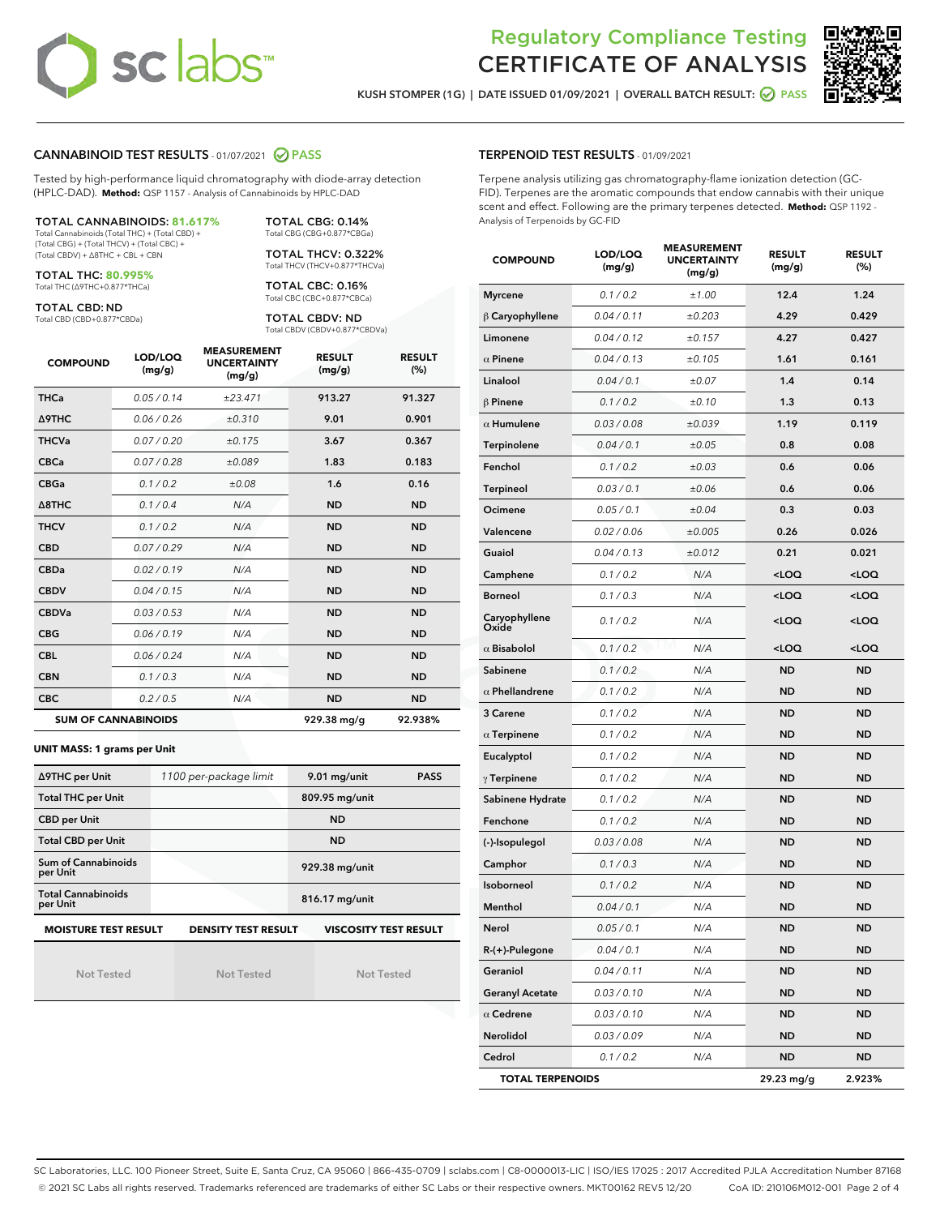# Regulatory Compliance Testing CERTIFICATE OF ANALYSIS

KUSH STOMPER (1G) | DATE ISSUED 01/09/2021 | OVERALL BATCH RESULT: PASS

## CANNABINOID TEST RESULTS - 01/07/2021 PASS

Tested by high-performance liquid chromatography with diode-array detection (HPLC-DAD). **Method:** QSP 1157 - Analysis of Cannabinoids by HPLC-DAD

**TOTAL CANNABINOIDS: 81.617%**
Total Cannabinoids (Total THC) + (Total CBD) + (Total CBG) + (Total THCV) + (Total CBC) + (Total CBDV) + Δ8THC + CBL + CBN

**TOTAL THC: 80.995%**
Total THC (Δ9THC+0.877*THCa)

**TOTAL CBD: ND**
Total CBD (CBD+0.877*CBDa)

**TOTAL CBG: 0.14%**
Total CBG (CBG+0.877*CBGa)

**TOTAL THCV: 0.322%**
Total THCV (THCV+0.877*THCVa)

**TOTAL CBC: 0.16%**
Total CBC (CBC+0.877*CBCa)

**TOTAL CBDV: ND**
Total CBDV (CBDV+0.877*CBDVa)

| COMPOUND | LOD/LOQ (mg/g) | MEASUREMENT UNCERTAINTY (mg/g) | RESULT (mg/g) | RESULT (%) |
|---|---|---|---|---|
| THCa | 0.05 / 0.14 | ±23.471 | 913.27 | 91.327 |
| Δ9THC | 0.06 / 0.26 | ±0.310 | 9.01 | 0.901 |
| THCVa | 0.07 / 0.20 | ±0.175 | 3.67 | 0.367 |
| CBCa | 0.07 / 0.28 | ±0.089 | 1.83 | 0.183 |
| CBGa | 0.1 / 0.2 | ±0.08 | 1.6 | 0.16 |
| Δ8THC | 0.1 / 0.4 | N/A | ND | ND |
| THCV | 0.1 / 0.2 | N/A | ND | ND |
| CBD | 0.07 / 0.29 | N/A | ND | ND |
| CBDa | 0.02 / 0.19 | N/A | ND | ND |
| CBDV | 0.04 / 0.15 | N/A | ND | ND |
| CBDVa | 0.03 / 0.53 | N/A | ND | ND |
| CBG | 0.06 / 0.19 | N/A | ND | ND |
| CBL | 0.06 / 0.24 | N/A | ND | ND |
| CBN | 0.1 / 0.3 | N/A | ND | ND |
| CBC | 0.2 / 0.5 | N/A | ND | ND |
| **SUM OF CANNABINOIDS** | | | **929.38 mg/g** | **92.938%** |

**UNIT MASS: 1 grams per Unit**

| | | | |
|---|---|---|---|
| Δ9THC per Unit | 1100 per-package limit | 9.01 mg/unit | PASS |
| Total THC per Unit | | 809.95 mg/unit | |
| CBD per Unit | | ND | |
| Total CBD per Unit | | ND | |
| Sum of Cannabinoids per Unit | | 929.38 mg/unit | |
| Total Cannabinoids per Unit | | 816.17 mg/unit | |

| MOISTURE TEST RESULT | DENSITY TEST RESULT | VISCOSITY TEST RESULT |
|---|---|---|
| Not Tested | Not Tested | Not Tested |

## TERPENOID TEST RESULTS - 01/09/2021

Terpene analysis utilizing gas chromatography-flame ionization detection (GC-FID). Terpenes are the aromatic compounds that endow cannabis with their unique scent and effect. Following are the primary terpenes detected. **Method:** QSP 1192 - Analysis of Terpenoids by GC-FID

| COMPOUND | LOD/LOQ (mg/g) | MEASUREMENT UNCERTAINTY (mg/g) | RESULT (mg/g) | RESULT (%) |
|---|---|---|---|---|
| Myrcene | 0.1 / 0.2 | ±1.00 | 12.4 | 1.24 |
| β Caryophyllene | 0.04 / 0.11 | ±0.203 | 4.29 | 0.429 |
| Limonene | 0.04 / 0.12 | ±0.157 | 4.27 | 0.427 |
| α Pinene | 0.04 / 0.13 | ±0.105 | 1.61 | 0.161 |
| Linalool | 0.04 / 0.1 | ±0.07 | 1.4 | 0.14 |
| β Pinene | 0.1 / 0.2 | ±0.10 | 1.3 | 0.13 |
| α Humulene | 0.03 / 0.08 | ±0.039 | 1.19 | 0.119 |
| Terpinolene | 0.04 / 0.1 | ±0.05 | 0.8 | 0.08 |
| Fenchol | 0.1 / 0.2 | ±0.03 | 0.6 | 0.06 |
| Terpineol | 0.03 / 0.1 | ±0.06 | 0.6 | 0.06 |
| Ocimene | 0.05 / 0.1 | ±0.04 | 0.3 | 0.03 |
| Valencene | 0.02 / 0.06 | ±0.005 | 0.26 | 0.026 |
| Guaiol | 0.04 / 0.13 | ±0.012 | 0.21 | 0.021 |
| Camphene | 0.1 / 0.2 | N/A | <LOQ | <LOQ |
| Borneol | 0.1 / 0.3 | N/A | <LOQ | <LOQ |
| Caryophyllene Oxide | 0.1 / 0.2 | N/A | <LOQ | <LOQ |
| α Bisabolol | 0.1 / 0.2 | N/A | <LOQ | <LOQ |
| Sabinene | 0.1 / 0.2 | N/A | ND | ND |
| α Phellandrene | 0.1 / 0.2 | N/A | ND | ND |
| 3 Carene | 0.1 / 0.2 | N/A | ND | ND |
| α Terpinene | 0.1 / 0.2 | N/A | ND | ND |
| Eucalyptol | 0.1 / 0.2 | N/A | ND | ND |
| γ Terpinene | 0.1 / 0.2 | N/A | ND | ND |
| Sabinene Hydrate | 0.1 / 0.2 | N/A | ND | ND |
| Fenchone | 0.1 / 0.2 | N/A | ND | ND |
| (-)-Isopulegol | 0.03 / 0.08 | N/A | ND | ND |
| Camphor | 0.1 / 0.3 | N/A | ND | ND |
| Isoborneol | 0.1 / 0.2 | N/A | ND | ND |
| Menthol | 0.04 / 0.1 | N/A | ND | ND |
| Nerol | 0.05 / 0.1 | N/A | ND | ND |
| R-(+)-Pulegone | 0.04 / 0.1 | N/A | ND | ND |
| Geraniol | 0.04 / 0.11 | N/A | ND | ND |
| Geranyl Acetate | 0.03 / 0.10 | N/A | ND | ND |
| α Cedrene | 0.03 / 0.10 | N/A | ND | ND |
| Nerolidol | 0.03 / 0.09 | N/A | ND | ND |
| Cedrol | 0.1 / 0.2 | N/A | ND | ND |
| **TOTAL TERPENOIDS** | | | **29.23 mg/g** | **2.923%** |

SC Laboratories, LLC. 100 Pioneer Street, Suite E, Santa Cruz, CA 95060 | 866-435-0709 | sclabs.com | C8-0000013-LIC | ISO/IES 17025 : 2017 Accredited PJLA Accreditation Number 87168
© 2021 SC Labs all rights reserved. Trademarks referenced are trademarks of either SC Labs or their respective owners. MKT00162 REV5 12/20 CoA ID: 210106M012-001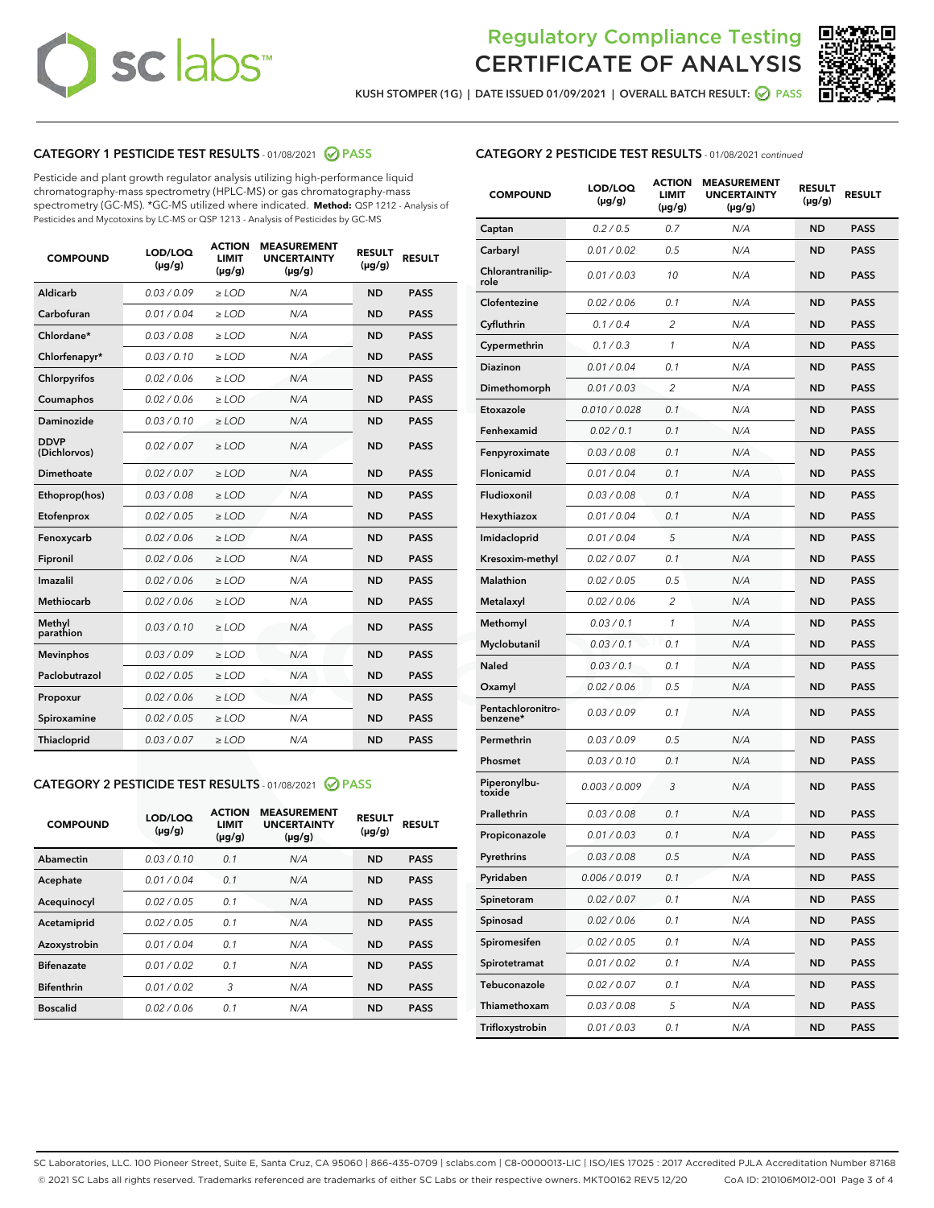# Regulatory Compliance Testing CERTIFICATE OF ANALYSIS

KUSH STOMPER (1G) | DATE ISSUED 01/09/2021 | OVERALL BATCH RESULT: PASS

## CATEGORY 1 PESTICIDE TEST RESULTS - 01/08/2021 PASS

Pesticide and plant growth regulator analysis utilizing high-performance liquid chromatography-mass spectrometry (HPLC-MS) or gas chromatography-mass spectrometry (GC-MS). *GC-MS utilized where indicated. **Method:** QSP 1212 - Analysis of Pesticides and Mycotoxins by LC-MS or QSP 1213 - Analysis of Pesticides by GC-MS

| COMPOUND | LOD/LOQ (µg/g) | ACTION LIMIT (µg/g) | MEASUREMENT UNCERTAINTY (µg/g) | RESULT (µg/g) | RESULT |
|---|---|---|---|---|---|
| Aldicarb | 0.03 / 0.09 | ≥ LOD | N/A | ND | PASS |
| Carbofuran | 0.01 / 0.04 | ≥ LOD | N/A | ND | PASS |
| Chlordane* | 0.03 / 0.08 | ≥ LOD | N/A | ND | PASS |
| Chlorfenapyr* | 0.03 / 0.10 | ≥ LOD | N/A | ND | PASS |
| Chlorpyrifos | 0.02 / 0.06 | ≥ LOD | N/A | ND | PASS |
| Coumaphos | 0.02 / 0.06 | ≥ LOD | N/A | ND | PASS |
| Daminozide | 0.03 / 0.10 | ≥ LOD | N/A | ND | PASS |
| DDVP (Dichlorvos) | 0.02 / 0.07 | ≥ LOD | N/A | ND | PASS |
| Dimethoate | 0.02 / 0.07 | ≥ LOD | N/A | ND | PASS |
| Ethoprop(hos) | 0.03 / 0.08 | ≥ LOD | N/A | ND | PASS |
| Etofenprox | 0.02 / 0.05 | ≥ LOD | N/A | ND | PASS |
| Fenoxycarb | 0.02 / 0.06 | ≥ LOD | N/A | ND | PASS |
| Fipronil | 0.02 / 0.06 | ≥ LOD | N/A | ND | PASS |
| Imazalil | 0.02 / 0.06 | ≥ LOD | N/A | ND | PASS |
| Methiocarb | 0.02 / 0.06 | ≥ LOD | N/A | ND | PASS |
| Methyl parathion | 0.03 / 0.10 | ≥ LOD | N/A | ND | PASS |
| Mevinphos | 0.03 / 0.09 | ≥ LOD | N/A | ND | PASS |
| Paclobutrazol | 0.02 / 0.05 | ≥ LOD | N/A | ND | PASS |
| Propoxur | 0.02 / 0.06 | ≥ LOD | N/A | ND | PASS |
| Spiroxamine | 0.02 / 0.05 | ≥ LOD | N/A | ND | PASS |
| Thiacloprid | 0.03 / 0.07 | ≥ LOD | N/A | ND | PASS |

## CATEGORY 2 PESTICIDE TEST RESULTS - 01/08/2021 PASS

| COMPOUND | LOD/LOQ (µg/g) | ACTION LIMIT (µg/g) | MEASUREMENT UNCERTAINTY (µg/g) | RESULT (µg/g) | RESULT |
|---|---|---|---|---|---|
| Abamectin | 0.03 / 0.10 | 0.1 | N/A | ND | PASS |
| Acephate | 0.01 / 0.04 | 0.1 | N/A | ND | PASS |
| Acequinocyl | 0.02 / 0.05 | 0.1 | N/A | ND | PASS |
| Acetamiprid | 0.02 / 0.05 | 0.1 | N/A | ND | PASS |
| Azoxystrobin | 0.01 / 0.04 | 0.1 | N/A | ND | PASS |
| Bifenazate | 0.01 / 0.02 | 0.1 | N/A | ND | PASS |
| Bifenthrin | 0.01 / 0.02 | 3 | N/A | ND | PASS |
| Boscalid | 0.02 / 0.06 | 0.1 | N/A | ND | PASS |
| Captan | 0.2 / 0.5 | 0.7 | N/A | ND | PASS |
| Carbaryl | 0.01 / 0.02 | 0.5 | N/A | ND | PASS |
| Chlorantraniliprole | 0.01 / 0.03 | 10 | N/A | ND | PASS |
| Clofentezine | 0.02 / 0.06 | 0.1 | N/A | ND | PASS |
| Cyfluthrin | 0.1 / 0.4 | 2 | N/A | ND | PASS |
| Cypermethrin | 0.1 / 0.3 | 1 | N/A | ND | PASS |
| Diazinon | 0.01 / 0.04 | 0.1 | N/A | ND | PASS |
| Dimethomorph | 0.01 / 0.03 | 2 | N/A | ND | PASS |
| Etoxazole | 0.010 / 0.028 | 0.1 | N/A | ND | PASS |
| Fenhexamid | 0.02 / 0.1 | 0.1 | N/A | ND | PASS |
| Fenpyroximate | 0.03 / 0.08 | 0.1 | N/A | ND | PASS |
| Flonicamid | 0.01 / 0.04 | 0.1 | N/A | ND | PASS |
| Fludioxonil | 0.03 / 0.08 | 0.1 | N/A | ND | PASS |
| Hexythiazox | 0.01 / 0.04 | 0.1 | N/A | ND | PASS |
| Imidacloprid | 0.01 / 0.04 | 5 | N/A | ND | PASS |
| Kresoxim-methyl | 0.02 / 0.07 | 0.1 | N/A | ND | PASS |
| Malathion | 0.02 / 0.05 | 0.5 | N/A | ND | PASS |
| Metalaxyl | 0.02 / 0.06 | 2 | N/A | ND | PASS |
| Methomyl | 0.03 / 0.1 | 1 | N/A | ND | PASS |
| Myclobutanil | 0.03 / 0.1 | 0.1 | N/A | ND | PASS |
| Naled | 0.03 / 0.1 | 0.1 | N/A | ND | PASS |
| Oxamyl | 0.02 / 0.06 | 0.5 | N/A | ND | PASS |
| Pentachloronitrobenzene* | 0.03 / 0.09 | 0.1 | N/A | ND | PASS |
| Permethrin | 0.03 / 0.09 | 0.5 | N/A | ND | PASS |
| Phosmet | 0.03 / 0.10 | 0.1 | N/A | ND | PASS |
| Piperonylbutoxide | 0.003 / 0.009 | 3 | N/A | ND | PASS |
| Prallethrin | 0.03 / 0.08 | 0.1 | N/A | ND | PASS |
| Propiconazole | 0.01 / 0.03 | 0.1 | N/A | ND | PASS |
| Pyrethrins | 0.03 / 0.08 | 0.5 | N/A | ND | PASS |
| Pyridaben | 0.006 / 0.019 | 0.1 | N/A | ND | PASS |
| Spinetoram | 0.02 / 0.07 | 0.1 | N/A | ND | PASS |
| Spinosad | 0.02 / 0.06 | 0.1 | N/A | ND | PASS |
| Spiromesifen | 0.02 / 0.05 | 0.1 | N/A | ND | PASS |
| Spirotetramat | 0.01 / 0.02 | 0.1 | N/A | ND | PASS |
| Tebuconazole | 0.02 / 0.07 | 0.1 | N/A | ND | PASS |
| Thiamethoxam | 0.03 / 0.08 | 5 | N/A | ND | PASS |
| Trifloxystrobin | 0.01 / 0.03 | 0.1 | N/A | ND | PASS |

SC Laboratories, LLC. 100 Pioneer Street, Suite E, Santa Cruz, CA 95060 | 866-435-0709 | sclabs.com | C8-0000013-LIC | ISO/IES 17025 : 2017 Accredited PJLA Accreditation Number 87168
© 2021 SC Labs all rights reserved. Trademarks referenced are trademarks of either SC Labs or their respective owners. MKT00162 REV5 12/20 CoA ID: 210106M012-001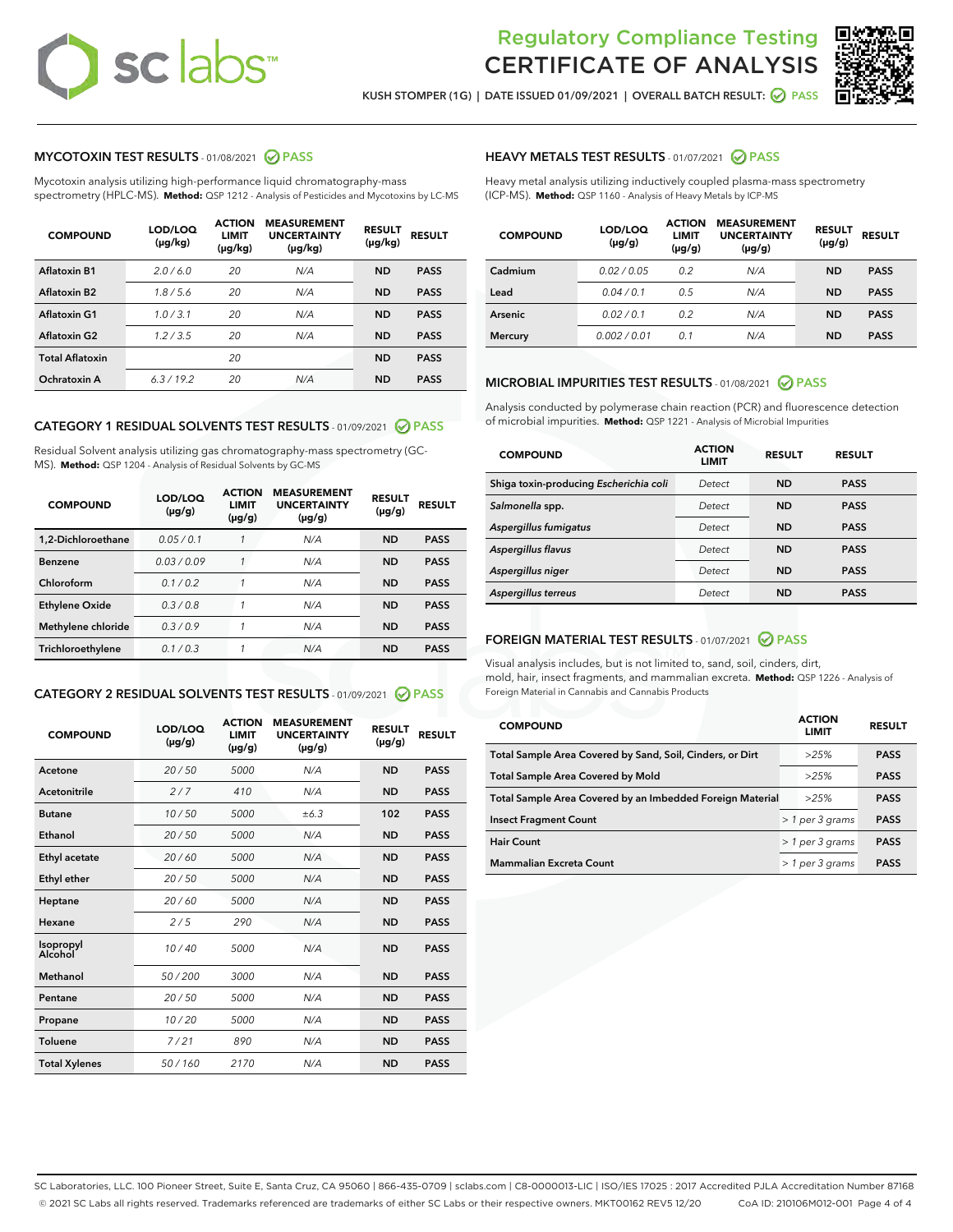# Regulatory Compliance Testing
# CERTIFICATE OF ANALYSIS

KUSH STOMPER (1G) | DATE ISSUED 01/09/2021 | OVERALL BATCH RESULT: PASS

## MYCOTOXIN TEST RESULTS - 01/08/2021 PASS

Mycotoxin analysis utilizing high-performance liquid chromatography-mass spectrometry (HPLC-MS). **Method:** QSP 1212 - Analysis of Pesticides and Mycotoxins by LC-MS

| COMPOUND | LOD/LOQ (μg/kg) | ACTION LIMIT (μg/kg) | MEASUREMENT UNCERTAINTY (μg/kg) | RESULT (μg/kg) | RESULT |
|---|---|---|---|---|---|
| Aflatoxin B1 | 2.0 / 6.0 | 20 | N/A | ND | PASS |
| Aflatoxin B2 | 1.8 / 5.6 | 20 | N/A | ND | PASS |
| Aflatoxin G1 | 1.0 / 3.1 | 20 | N/A | ND | PASS |
| Aflatoxin G2 | 1.2 / 3.5 | 20 | N/A | ND | PASS |
| Total Aflatoxin | | 20 | | ND | PASS |
| Ochratoxin A | 6.3 / 19.2 | 20 | N/A | ND | PASS |

## CATEGORY 1 RESIDUAL SOLVENTS TEST RESULTS - 01/09/2021 PASS

Residual Solvent analysis utilizing gas chromatography-mass spectrometry (GC-MS). **Method:** QSP 1204 - Analysis of Residual Solvents by GC-MS

| COMPOUND | LOD/LOQ (μg/g) | ACTION LIMIT (μg/g) | MEASUREMENT UNCERTAINTY (μg/g) | RESULT (μg/g) | RESULT |
|---|---|---|---|---|---|
| 1,2-Dichloroethane | 0.05 / 0.1 | 1 | N/A | ND | PASS |
| Benzene | 0.03 / 0.09 | 1 | N/A | ND | PASS |
| Chloroform | 0.1 / 0.2 | 1 | N/A | ND | PASS |
| Ethylene Oxide | 0.3 / 0.8 | 1 | N/A | ND | PASS |
| Methylene chloride | 0.3 / 0.9 | 1 | N/A | ND | PASS |
| Trichloroethylene | 0.1 / 0.3 | 1 | N/A | ND | PASS |

## CATEGORY 2 RESIDUAL SOLVENTS TEST RESULTS - 01/09/2021 PASS

| COMPOUND | LOD/LOQ (μg/g) | ACTION LIMIT (μg/g) | MEASUREMENT UNCERTAINTY (μg/g) | RESULT (μg/g) | RESULT |
|---|---|---|---|---|---|
| Acetone | 20 / 50 | 5000 | N/A | ND | PASS |
| Acetonitrile | 2 / 7 | 410 | N/A | ND | PASS |
| Butane | 10 / 50 | 5000 | ±6.3 | 102 | PASS |
| Ethanol | 20 / 50 | 5000 | N/A | ND | PASS |
| Ethyl acetate | 20 / 60 | 5000 | N/A | ND | PASS |
| Ethyl ether | 20 / 50 | 5000 | N/A | ND | PASS |
| Heptane | 20 / 60 | 5000 | N/A | ND | PASS |
| Hexane | 2 / 5 | 290 | N/A | ND | PASS |
| Isopropyl Alcohol | 10 / 40 | 5000 | N/A | ND | PASS |
| Methanol | 50 / 200 | 3000 | N/A | ND | PASS |
| Pentane | 20 / 50 | 5000 | N/A | ND | PASS |
| Propane | 10 / 20 | 5000 | N/A | ND | PASS |
| Toluene | 7 / 21 | 890 | N/A | ND | PASS |
| Total Xylenes | 50 / 160 | 2170 | N/A | ND | PASS |

## HEAVY METALS TEST RESULTS - 01/07/2021 PASS

Heavy metal analysis utilizing inductively coupled plasma-mass spectrometry (ICP-MS). **Method:** QSP 1160 - Analysis of Heavy Metals by ICP-MS

| COMPOUND | LOD/LOQ (μg/g) | ACTION LIMIT (μg/g) | MEASUREMENT UNCERTAINTY (μg/g) | RESULT (μg/g) | RESULT |
|---|---|---|---|---|---|
| Cadmium | 0.02 / 0.05 | 0.2 | N/A | ND | PASS |
| Lead | 0.04 / 0.1 | 0.5 | N/A | ND | PASS |
| Arsenic | 0.02 / 0.1 | 0.2 | N/A | ND | PASS |
| Mercury | 0.002 / 0.01 | 0.1 | N/A | ND | PASS |

## MICROBIAL IMPURITIES TEST RESULTS - 01/08/2021 PASS

Analysis conducted by polymerase chain reaction (PCR) and fluorescence detection of microbial impurities. **Method:** QSP 1221 - Analysis of Microbial Impurities

| COMPOUND | ACTION LIMIT | RESULT | RESULT |
|---|---|---|---|
| Shiga toxin-producing *Escherichia coli* | Detect | ND | PASS |
| *Salmonella* spp. | Detect | ND | PASS |
| *Aspergillus fumigatus* | Detect | ND | PASS |
| *Aspergillus flavus* | Detect | ND | PASS |
| *Aspergillus niger* | Detect | ND | PASS |
| *Aspergillus terreus* | Detect | ND | PASS |

## FOREIGN MATERIAL TEST RESULTS - 01/07/2021 PASS

Visual analysis includes, but is not limited to, sand, soil, cinders, dirt, mold, hair, insect fragments, and mammalian excreta. **Method:** QSP 1226 - Analysis of Foreign Material in Cannabis and Cannabis Products

| COMPOUND | ACTION LIMIT | RESULT |
|---|---|---|
| Total Sample Area Covered by Sand, Soil, Cinders, or Dirt | >25% | PASS |
| Total Sample Area Covered by Mold | >25% | PASS |
| Total Sample Area Covered by an Imbedded Foreign Material | >25% | PASS |
| Insect Fragment Count | > 1 per 3 grams | PASS |
| Hair Count | > 1 per 3 grams | PASS |
| Mammalian Excreta Count | > 1 per 3 grams | PASS |

SC Laboratories, LLC. 100 Pioneer Street, Suite E, Santa Cruz, CA 95060 | 866-435-0709 | sclabs.com | C8-0000013-LIC | ISO/IES 17025 : 2017 Accredited PJLA Accreditation Number 87168
© 2021 SC Labs all rights reserved. Trademarks referenced are trademarks of either SC Labs or their respective owners. MKT00162 REV5 12/20 CoA ID: 210106M012-001